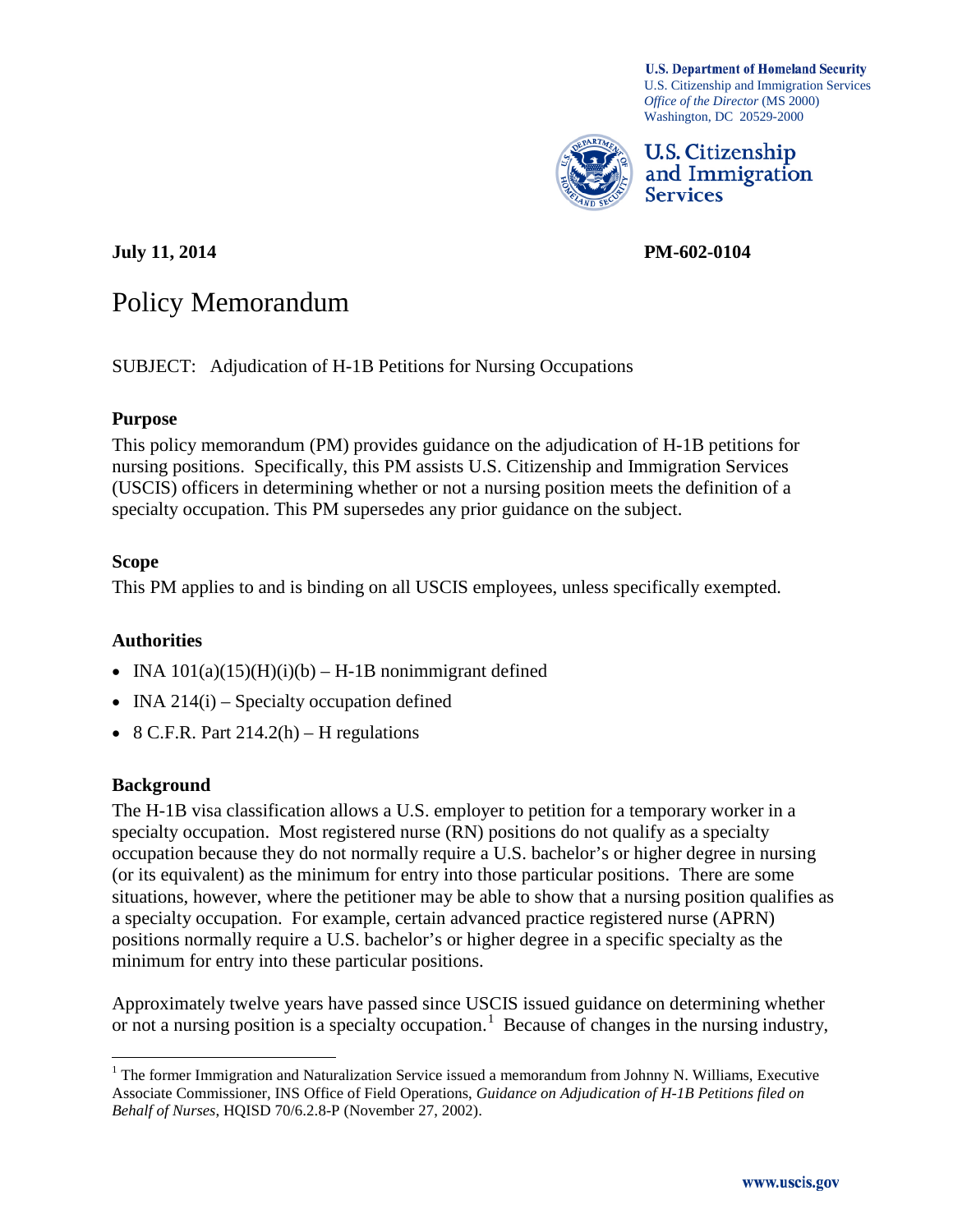**U.S. Department of Homeland Security**
U.S. Citizenship and Immigration Services
*Office of the Director* (MS 2000)
Washington, DC 20529-2000

U.S. Citizenship and Immigration Services

**July 11, 2014** **PM-602-0104**

# Policy Memorandum

SUBJECT: Adjudication of H-1B Petitions for Nursing Occupations

## Purpose

This policy memorandum (PM) provides guidance on the adjudication of H-1B petitions for nursing positions. Specifically, this PM assists U.S. Citizenship and Immigration Services (USCIS) officers in determining whether or not a nursing position meets the definition of a specialty occupation. This PM supersedes any prior guidance on the subject.

## Scope

This PM applies to and is binding on all USCIS employees, unless specifically exempted.

## Authorities

- INA 101(a)(15)(H)(i)(b) – H-1B nonimmigrant defined
- INA 214(i) – Specialty occupation defined
- 8 C.F.R. Part 214.2(h) – H regulations

## Background

The H-1B visa classification allows a U.S. employer to petition for a temporary worker in a specialty occupation. Most registered nurse (RN) positions do not qualify as a specialty occupation because they do not normally require a U.S. bachelor's or higher degree in nursing (or its equivalent) as the minimum for entry into those particular positions. There are some situations, however, where the petitioner may be able to show that a nursing position qualifies as a specialty occupation. For example, certain advanced practice registered nurse (APRN) positions normally require a U.S. bachelor's or higher degree in a specific specialty as the minimum for entry into these particular positions.

Approximately twelve years have passed since USCIS issued guidance on determining whether or not a nursing position is a specialty occupation.[1] Because of changes in the nursing industry,

[1] The former Immigration and Naturalization Service issued a memorandum from Johnny N. Williams, Executive Associate Commissioner, INS Office of Field Operations, *Guidance on Adjudication of H-1B Petitions filed on Behalf of Nurses*, HQISD 70/6.2.8-P (November 27, 2002).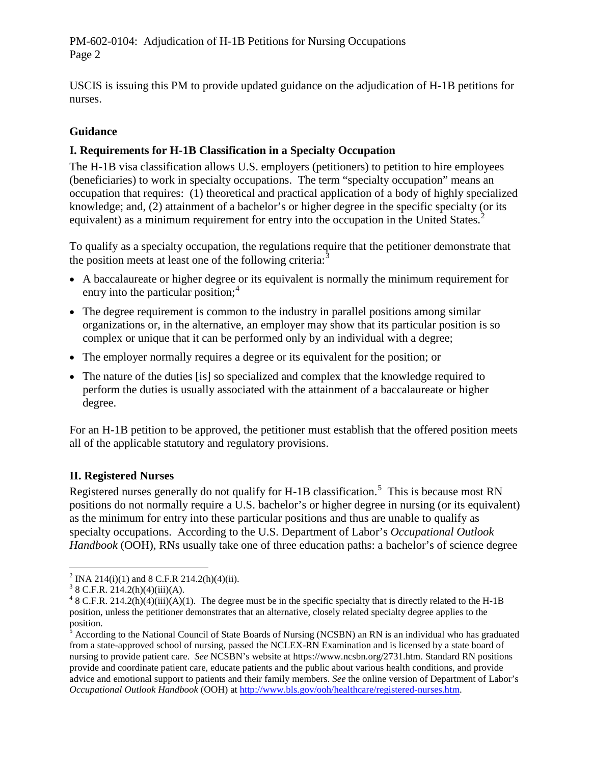USCIS is issuing this PM to provide updated guidance on the adjudication of H-1B petitions for nurses.

## Guidance

### I. Requirements for H-1B Classification in a Specialty Occupation

The H-1B visa classification allows U.S. employers (petitioners) to petition to hire employees (beneficiaries) to work in specialty occupations. The term "specialty occupation" means an occupation that requires: (1) theoretical and practical application of a body of highly specialized knowledge; and, (2) attainment of a bachelor's or higher degree in the specific specialty (or its equivalent) as a minimum requirement for entry into the occupation in the United States.[2]

To qualify as a specialty occupation, the regulations require that the petitioner demonstrate that the position meets at least one of the following criteria:[3]

- A baccalaureate or higher degree or its equivalent is normally the minimum requirement for entry into the particular position;[4]
- The degree requirement is common to the industry in parallel positions among similar organizations or, in the alternative, an employer may show that its particular position is so complex or unique that it can be performed only by an individual with a degree;
- The employer normally requires a degree or its equivalent for the position; or
- The nature of the duties [is] so specialized and complex that the knowledge required to perform the duties is usually associated with the attainment of a baccalaureate or higher degree.

For an H-1B petition to be approved, the petitioner must establish that the offered position meets all of the applicable statutory and regulatory provisions.

### II. Registered Nurses

Registered nurses generally do not qualify for H-1B classification.[5] This is because most RN positions do not normally require a U.S. bachelor's or higher degree in nursing (or its equivalent) as the minimum for entry into these particular positions and thus are unable to qualify as specialty occupations. According to the U.S. Department of Labor's *Occupational Outlook Handbook* (OOH), RNs usually take one of three education paths: a bachelor's of science degree

---

[2] INA 214(i)(1) and 8 C.F.R 214.2(h)(4)(ii).

[3] 8 C.F.R. 214.2(h)(4)(iii)(A).

[4] 8 C.F.R. 214.2(h)(4)(iii)(A)(1). The degree must be in the specific specialty that is directly related to the H-1B position, unless the petitioner demonstrates that an alternative, closely related specialty degree applies to the position.

[5] According to the National Council of State Boards of Nursing (NCSBN) an RN is an individual who has graduated from a state-approved school of nursing, passed the NCLEX-RN Examination and is licensed by a state board of nursing to provide patient care. *See* NCSBN's website at https://www.ncsbn.org/2731.htm. Standard RN positions provide and coordinate patient care, educate patients and the public about various health conditions, and provide advice and emotional support to patients and their family members. *See* the online version of Department of Labor's *Occupational Outlook Handbook* (OOH) at http://www.bls.gov/ooh/healthcare/registered-nurses.htm.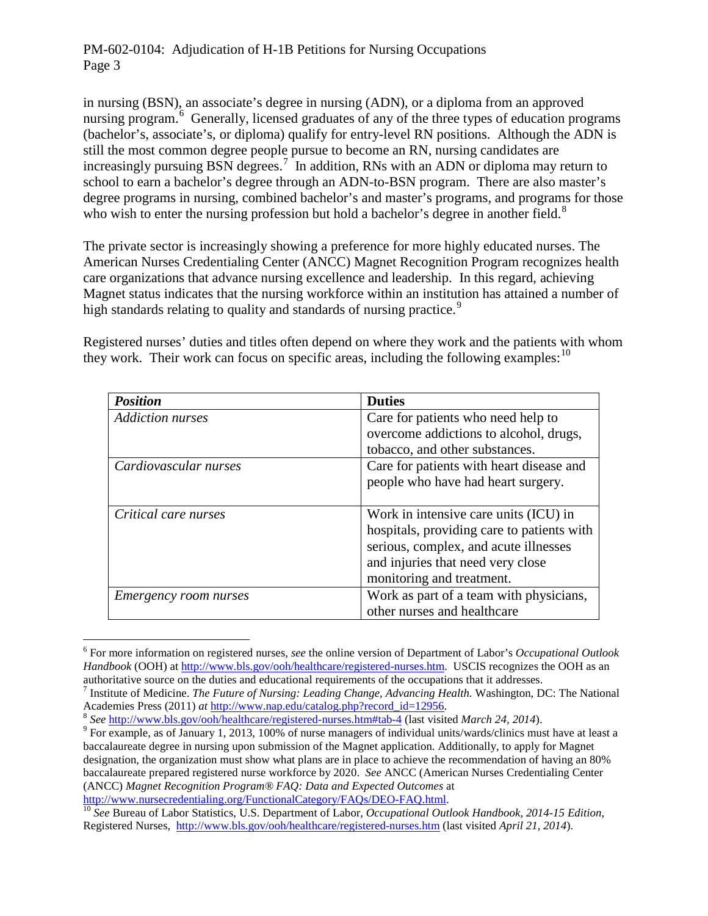in nursing (BSN), an associate's degree in nursing (ADN), or a diploma from an approved nursing program.[6] Generally, licensed graduates of any of the three types of education programs (bachelor's, associate's, or diploma) qualify for entry-level RN positions. Although the ADN is still the most common degree people pursue to become an RN, nursing candidates are increasingly pursuing BSN degrees.[7] In addition, RNs with an ADN or diploma may return to school to earn a bachelor's degree through an ADN-to-BSN program. There are also master's degree programs in nursing, combined bachelor's and master's programs, and programs for those who wish to enter the nursing profession but hold a bachelor's degree in another field.[8]

The private sector is increasingly showing a preference for more highly educated nurses. The American Nurses Credentialing Center (ANCC) Magnet Recognition Program recognizes health care organizations that advance nursing excellence and leadership. In this regard, achieving Magnet status indicates that the nursing workforce within an institution has attained a number of high standards relating to quality and standards of nursing practice.[9]

Registered nurses' duties and titles often depend on where they work and the patients with whom they work. Their work can focus on specific areas, including the following examples:[10]

| ***Position*** | **Duties** |
|---|---|
| *Addiction nurses* | Care for patients who need help to overcome addictions to alcohol, drugs, tobacco, and other substances. |
| *Cardiovascular nurses* | Care for patients with heart disease and people who have had heart surgery. |
| *Critical care nurses* | Work in intensive care units (ICU) in hospitals, providing care to patients with serious, complex, and acute illnesses and injuries that need very close monitoring and treatment. |
| *Emergency room nurses* | Work as part of a team with physicians, other nurses and healthcare |

---

[6] For more information on registered nurses, *see* the online version of Department of Labor's *Occupational Outlook Handbook* (OOH) at http://www.bls.gov/ooh/healthcare/registered-nurses.htm. USCIS recognizes the OOH as an authoritative source on the duties and educational requirements of the occupations that it addresses.

[7] Institute of Medicine. *The Future of Nursing: Leading Change, Advancing Health.* Washington, DC: The National Academies Press (2011) *at* http://www.nap.edu/catalog.php?record_id=12956.

[8] *See* http://www.bls.gov/ooh/healthcare/registered-nurses.htm#tab-4 (last visited *March 24, 2014*).

[9] For example, as of January 1, 2013, 100% of nurse managers of individual units/wards/clinics must have at least a baccalaureate degree in nursing upon submission of the Magnet application. Additionally, to apply for Magnet designation, the organization must show what plans are in place to achieve the recommendation of having an 80% baccalaureate prepared registered nurse workforce by 2020. *See* ANCC (American Nurses Credentialing Center (ANCC) *Magnet Recognition Program® FAQ: Data and Expected Outcomes* at http://www.nursecredentialing.org/FunctionalCategory/FAQs/DEO-FAQ.html.

[10] *See* Bureau of Labor Statistics, U.S. Department of Labor, *Occupational Outlook Handbook, 2014-15 Edition,* Registered Nurses, http://www.bls.gov/ooh/healthcare/registered-nurses.htm (last visited *April 21, 2014*).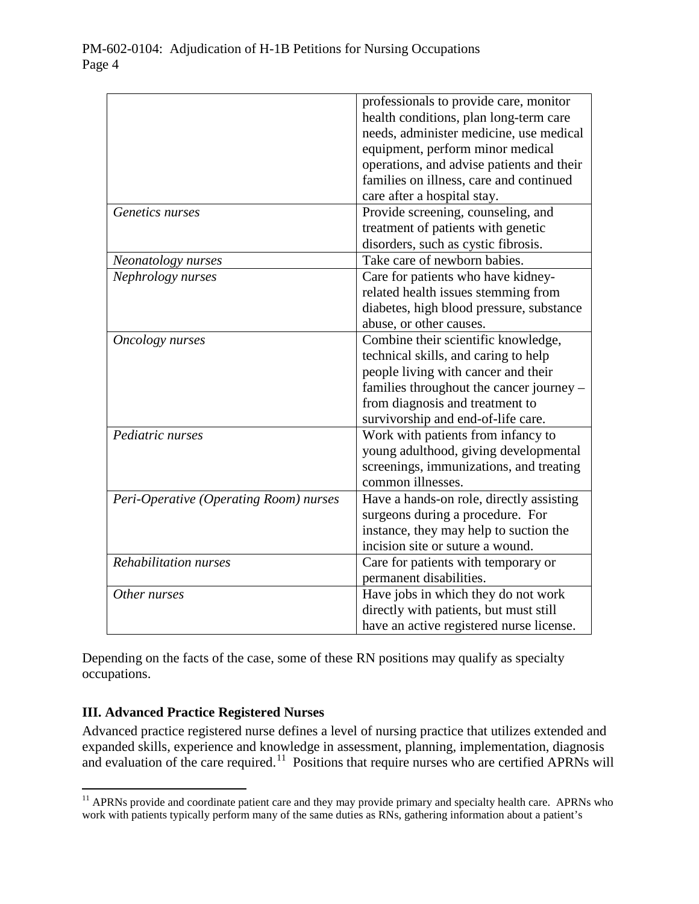| | |
|---|---|
| | professionals to provide care, monitor health conditions, plan long-term care needs, administer medicine, use medical equipment, perform minor medical operations, and advise patients and their families on illness, care and continued care after a hospital stay. |
| *Genetics nurses* | Provide screening, counseling, and treatment of patients with genetic disorders, such as cystic fibrosis. |
| *Neonatology nurses* | Take care of newborn babies. |
| *Nephrology nurses* | Care for patients who have kidney-related health issues stemming from diabetes, high blood pressure, substance abuse, or other causes. |
| *Oncology nurses* | Combine their scientific knowledge, technical skills, and caring to help people living with cancer and their families throughout the cancer journey – from diagnosis and treatment to survivorship and end-of-life care. |
| *Pediatric nurses* | Work with patients from infancy to young adulthood, giving developmental screenings, immunizations, and treating common illnesses. |
| *Peri-Operative (Operating Room) nurses* | Have a hands-on role, directly assisting surgeons during a procedure. For instance, they may help to suction the incision site or suture a wound. |
| *Rehabilitation nurses* | Care for patients with temporary or permanent disabilities. |
| *Other nurses* | Have jobs in which they do not work directly with patients, but must still have an active registered nurse license. |

Depending on the facts of the case, some of these RN positions may qualify as specialty occupations.

**III. Advanced Practice Registered Nurses**

Advanced practice registered nurse defines a level of nursing practice that utilizes extended and expanded skills, experience and knowledge in assessment, planning, implementation, diagnosis and evaluation of the care required.[11] Positions that require nurses who are certified APRNs will

[11] APRNs provide and coordinate patient care and they may provide primary and specialty health care. APRNs who work with patients typically perform many of the same duties as RNs, gathering information about a patient's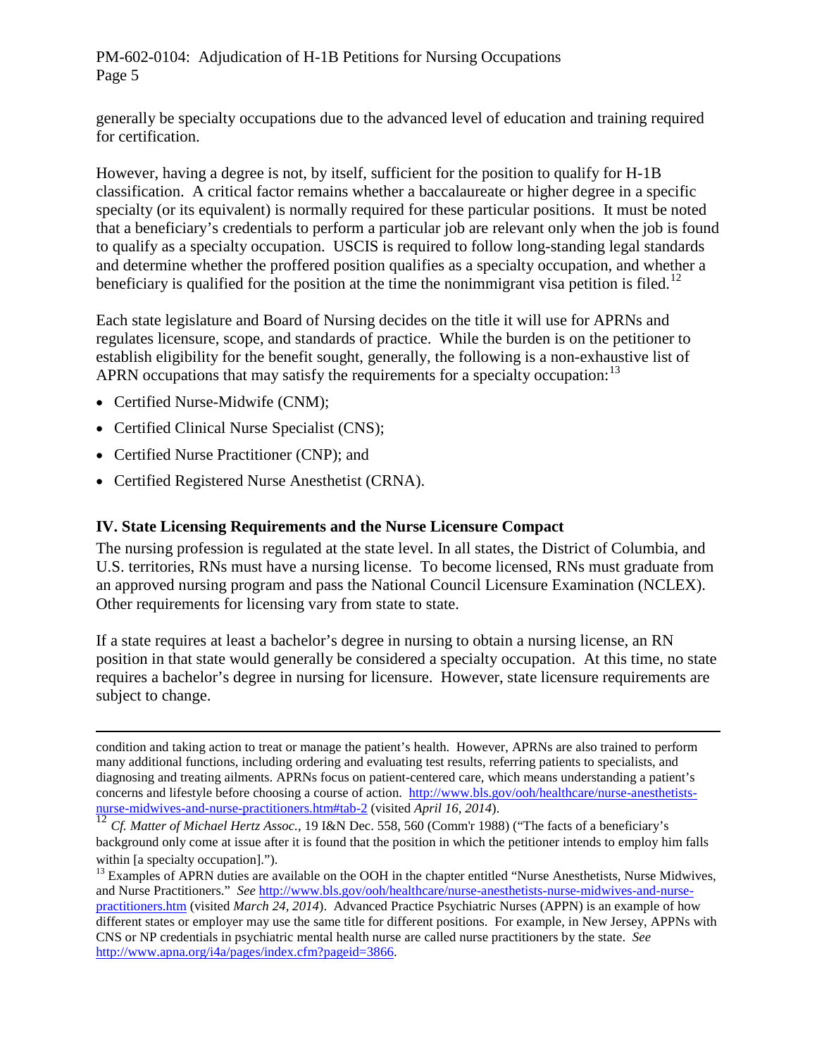generally be specialty occupations due to the advanced level of education and training required for certification.

However, having a degree is not, by itself, sufficient for the position to qualify for H-1B classification. A critical factor remains whether a baccalaureate or higher degree in a specific specialty (or its equivalent) is normally required for these particular positions. It must be noted that a beneficiary's credentials to perform a particular job are relevant only when the job is found to qualify as a specialty occupation. USCIS is required to follow long-standing legal standards and determine whether the proffered position qualifies as a specialty occupation, and whether a beneficiary is qualified for the position at the time the nonimmigrant visa petition is filed.[12]

Each state legislature and Board of Nursing decides on the title it will use for APRNs and regulates licensure, scope, and standards of practice. While the burden is on the petitioner to establish eligibility for the benefit sought, generally, the following is a non-exhaustive list of APRN occupations that may satisfy the requirements for a specialty occupation:[13]

- Certified Nurse-Midwife (CNM);
- Certified Clinical Nurse Specialist (CNS);
- Certified Nurse Practitioner (CNP); and
- Certified Registered Nurse Anesthetist (CRNA).

## IV. State Licensing Requirements and the Nurse Licensure Compact

The nursing profession is regulated at the state level. In all states, the District of Columbia, and U.S. territories, RNs must have a nursing license. To become licensed, RNs must graduate from an approved nursing program and pass the National Council Licensure Examination (NCLEX). Other requirements for licensing vary from state to state.

If a state requires at least a bachelor's degree in nursing to obtain a nursing license, an RN position in that state would generally be considered a specialty occupation. At this time, no state requires a bachelor's degree in nursing for licensure. However, state licensure requirements are subject to change.

---

condition and taking action to treat or manage the patient's health. However, APRNs are also trained to perform many additional functions, including ordering and evaluating test results, referring patients to specialists, and diagnosing and treating ailments. APRNs focus on patient-centered care, which means understanding a patient's concerns and lifestyle before choosing a course of action. http://www.bls.gov/ooh/healthcare/nurse-anesthetists-nurse-midwives-and-nurse-practitioners.htm#tab-2 (visited *April 16, 2014*).

[12] *Cf. Matter of Michael Hertz Assoc.*, 19 I&N Dec. 558, 560 (Comm'r 1988) ("The facts of a beneficiary's background only come at issue after it is found that the position in which the petitioner intends to employ him falls within [a specialty occupation].").

[13] Examples of APRN duties are available on the OOH in the chapter entitled "Nurse Anesthetists, Nurse Midwives, and Nurse Practitioners." *See* http://www.bls.gov/ooh/healthcare/nurse-anesthetists-nurse-midwives-and-nurse-practitioners.htm (visited *March 24, 2014*). Advanced Practice Psychiatric Nurses (APPN) is an example of how different states or employer may use the same title for different positions. For example, in New Jersey, APPNs with CNS or NP credentials in psychiatric mental health nurse are called nurse practitioners by the state. *See* http://www.apna.org/i4a/pages/index.cfm?pageid=3866.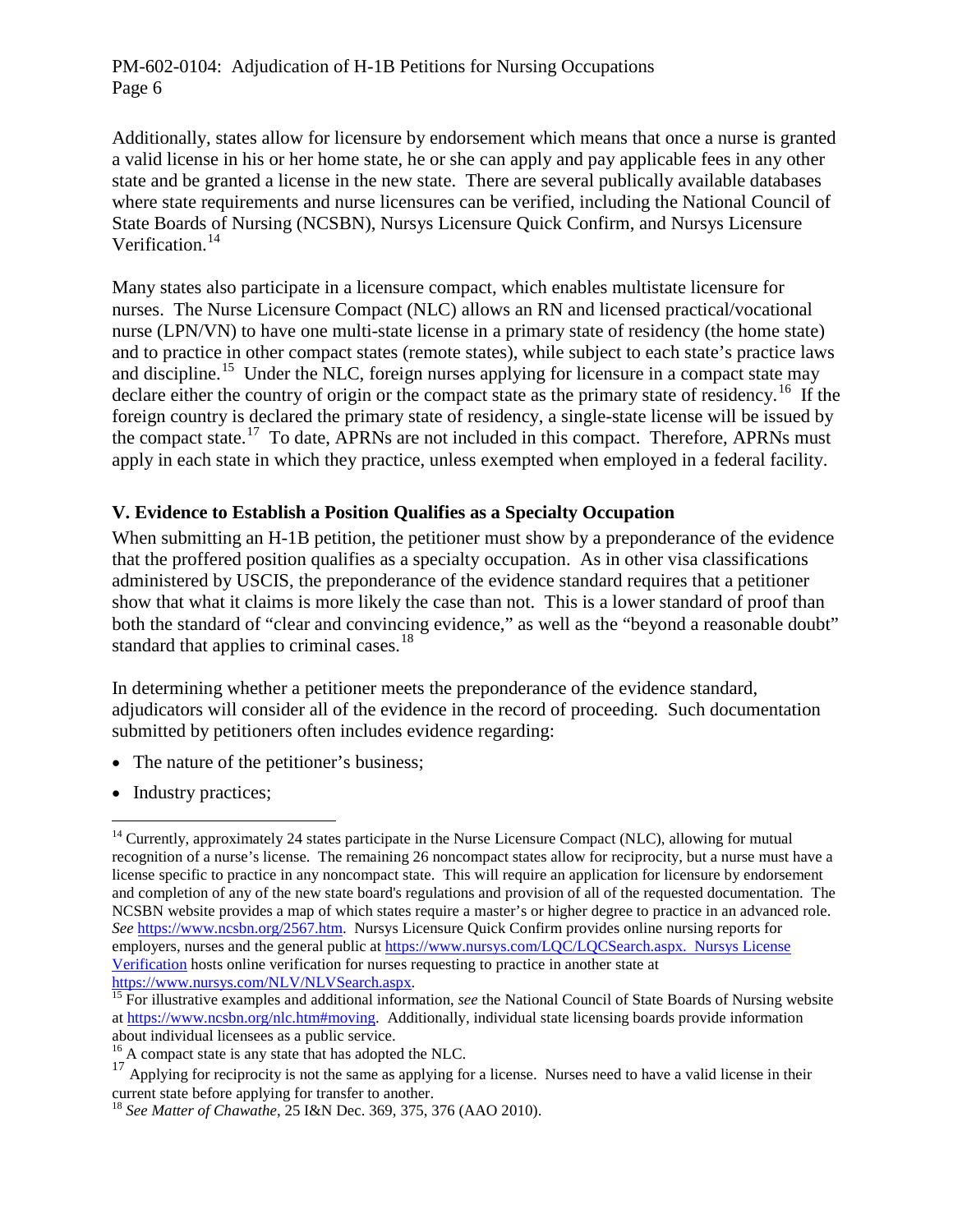Additionally, states allow for licensure by endorsement which means that once a nurse is granted a valid license in his or her home state, he or she can apply and pay applicable fees in any other state and be granted a license in the new state. There are several publically available databases where state requirements and nurse licensures can be verified, including the National Council of State Boards of Nursing (NCSBN), Nursys Licensure Quick Confirm, and Nursys Licensure Verification.[14]

Many states also participate in a licensure compact, which enables multistate licensure for nurses. The Nurse Licensure Compact (NLC) allows an RN and licensed practical/vocational nurse (LPN/VN) to have one multi-state license in a primary state of residency (the home state) and to practice in other compact states (remote states), while subject to each state's practice laws and discipline.[15] Under the NLC, foreign nurses applying for licensure in a compact state may declare either the country of origin or the compact state as the primary state of residency.[16] If the foreign country is declared the primary state of residency, a single-state license will be issued by the compact state.[17] To date, APRNs are not included in this compact. Therefore, APRNs must apply in each state in which they practice, unless exempted when employed in a federal facility.

## V. Evidence to Establish a Position Qualifies as a Specialty Occupation

When submitting an H-1B petition, the petitioner must show by a preponderance of the evidence that the proffered position qualifies as a specialty occupation. As in other visa classifications administered by USCIS, the preponderance of the evidence standard requires that a petitioner show that what it claims is more likely the case than not. This is a lower standard of proof than both the standard of "clear and convincing evidence," as well as the "beyond a reasonable doubt" standard that applies to criminal cases.[18]

In determining whether a petitioner meets the preponderance of the evidence standard, adjudicators will consider all of the evidence in the record of proceeding. Such documentation submitted by petitioners often includes evidence regarding:

- The nature of the petitioner's business;
- Industry practices;

---

[14] Currently, approximately 24 states participate in the Nurse Licensure Compact (NLC), allowing for mutual recognition of a nurse's license. The remaining 26 noncompact states allow for reciprocity, but a nurse must have a license specific to practice in any noncompact state. This will require an application for licensure by endorsement and completion of any of the new state board's regulations and provision of all of the requested documentation. The NCSBN website provides a map of which states require a master's or higher degree to practice in an advanced role. *See* https://www.ncsbn.org/2567.htm. Nursys Licensure Quick Confirm provides online nursing reports for employers, nurses and the general public at https://www.nursys.com/LQC/LQCSearch.aspx. Nursys License Verification hosts online verification for nurses requesting to practice in another state at https://www.nursys.com/NLV/NLVSearch.aspx.

[15] For illustrative examples and additional information, *see* the National Council of State Boards of Nursing website at https://www.ncsbn.org/nlc.htm#moving. Additionally, individual state licensing boards provide information about individual licensees as a public service.

[16] A compact state is any state that has adopted the NLC.

[17] Applying for reciprocity is not the same as applying for a license. Nurses need to have a valid license in their current state before applying for transfer to another.

[18] *See Matter of Chawathe*, 25 I&N Dec. 369, 375, 376 (AAO 2010).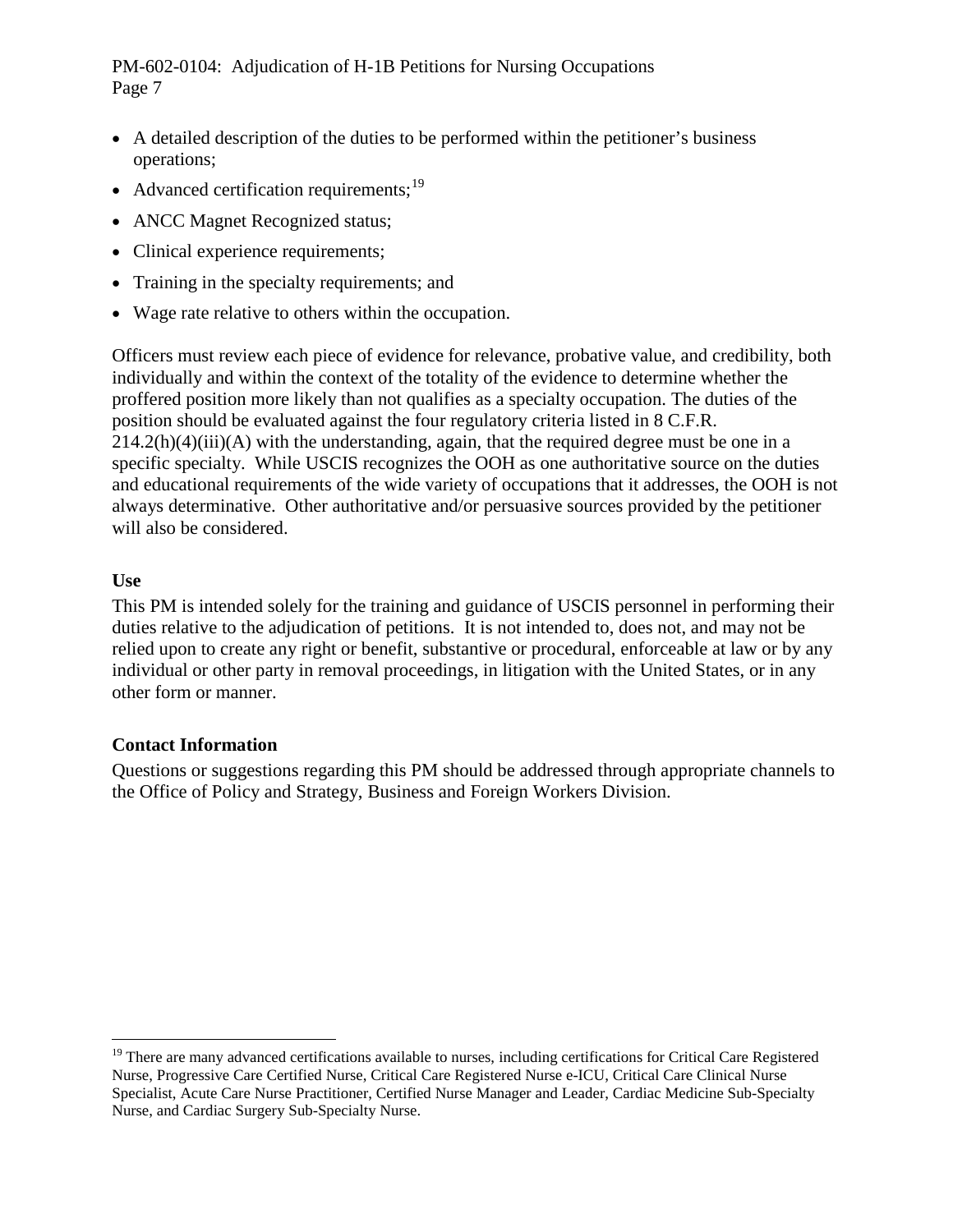- A detailed description of the duties to be performed within the petitioner's business operations;
- Advanced certification requirements;[19]
- ANCC Magnet Recognized status;
- Clinical experience requirements;
- Training in the specialty requirements; and
- Wage rate relative to others within the occupation.

Officers must review each piece of evidence for relevance, probative value, and credibility, both individually and within the context of the totality of the evidence to determine whether the proffered position more likely than not qualifies as a specialty occupation. The duties of the position should be evaluated against the four regulatory criteria listed in 8 C.F.R. 214.2(h)(4)(iii)(A) with the understanding, again, that the required degree must be one in a specific specialty. While USCIS recognizes the OOH as one authoritative source on the duties and educational requirements of the wide variety of occupations that it addresses, the OOH is not always determinative. Other authoritative and/or persuasive sources provided by the petitioner will also be considered.

**Use**

This PM is intended solely for the training and guidance of USCIS personnel in performing their duties relative to the adjudication of petitions. It is not intended to, does not, and may not be relied upon to create any right or benefit, substantive or procedural, enforceable at law or by any individual or other party in removal proceedings, in litigation with the United States, or in any other form or manner.

**Contact Information**

Questions or suggestions regarding this PM should be addressed through appropriate channels to the Office of Policy and Strategy, Business and Foreign Workers Division.

---

[19] There are many advanced certifications available to nurses, including certifications for Critical Care Registered Nurse, Progressive Care Certified Nurse, Critical Care Registered Nurse e-ICU, Critical Care Clinical Nurse Specialist, Acute Care Nurse Practitioner, Certified Nurse Manager and Leader, Cardiac Medicine Sub-Specialty Nurse, and Cardiac Surgery Sub-Specialty Nurse.